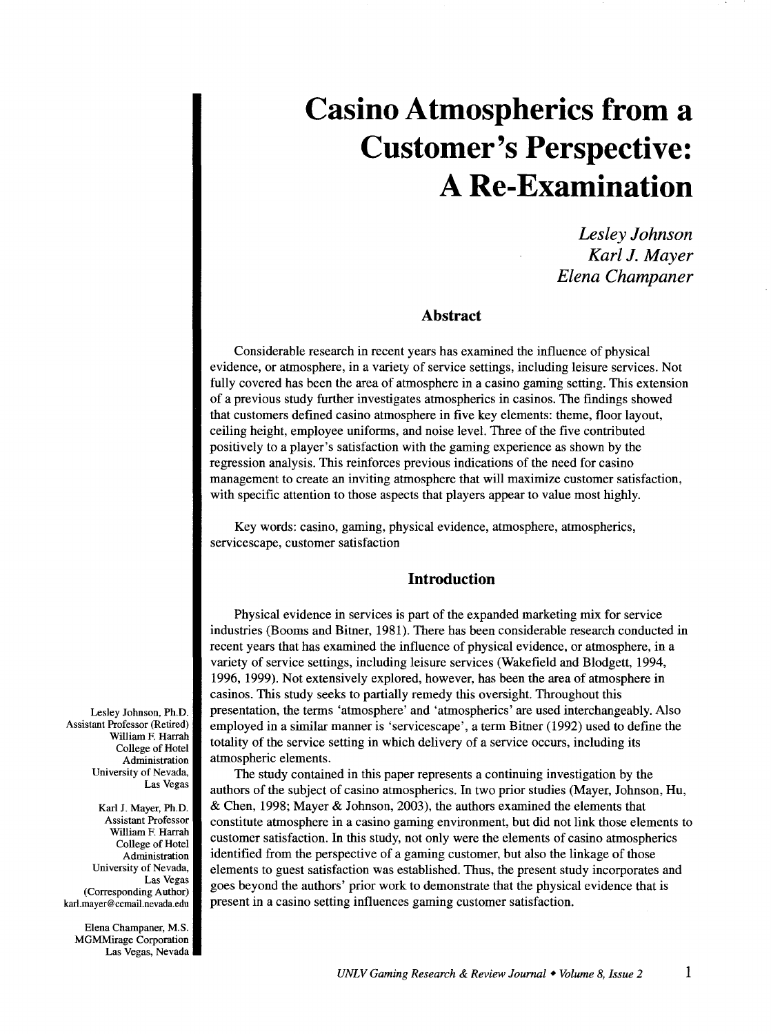# Casino Atmospherics from a Customer's Perspective: A Re-Examination

*Lesley Johnson*
*Karl J. Mayer*
*Elena Champaner*

## Abstract

Considerable research in recent years has examined the influence of physical evidence, or atmosphere, in a variety of service settings, including leisure services. Not fully covered has been the area of atmosphere in a casino gaming setting. This extension of a previous study further investigates atmospherics in casinos. The findings showed that customers defined casino atmosphere in five key elements: theme, floor layout, ceiling height, employee uniforms, and noise level. Three of the five contributed positively to a player's satisfaction with the gaming experience as shown by the regression analysis. This reinforces previous indications of the need for casino management to create an inviting atmosphere that will maximize customer satisfaction, with specific attention to those aspects that players appear to value most highly.

Key words: casino, gaming, physical evidence, atmosphere, atmospherics, servicescape, customer satisfaction

## Introduction

Physical evidence in services is part of the expanded marketing mix for service industries (Booms and Bitner, 1981). There has been considerable research conducted in recent years that has examined the influence of physical evidence, or atmosphere, in a variety of service settings, including leisure services (Wakefield and Blodgett, 1994, 1996, 1999). Not extensively explored, however, has been the area of atmosphere in casinos. This study seeks to partially remedy this oversight. Throughout this presentation, the terms 'atmosphere' and 'atmospherics' are used interchangeably. Also employed in a similar manner is 'servicescape', a term Bitner (1992) used to define the totality of the service setting in which delivery of a service occurs, including its atmospheric elements.

The study contained in this paper represents a continuing investigation by the authors of the subject of casino atmospherics. In two prior studies (Mayer, Johnson, Hu, & Chen, 1998; Mayer & Johnson, 2003), the authors examined the elements that constitute atmosphere in a casino gaming environment, but did not link those elements to customer satisfaction. In this study, not only were the elements of casino atmospherics identified from the perspective of a gaming customer, but also the linkage of those elements to guest satisfaction was established. Thus, the present study incorporates and goes beyond the authors' prior work to demonstrate that the physical evidence that is present in a casino setting influences gaming customer satisfaction.

Lesley Johnson, Ph.D.
Assistant Professor (Retired)
William F. Harrah College of Hotel Administration
University of Nevada, Las Vegas

Karl J. Mayer, Ph.D.
Assistant Professor
William F. Harrah College of Hotel Administration
University of Nevada, Las Vegas
(Corresponding Author)
karl.mayer@ccmail.nevada.edu

Elena Champaner, M.S.
MGMMirage Corporation
Las Vegas, Nevada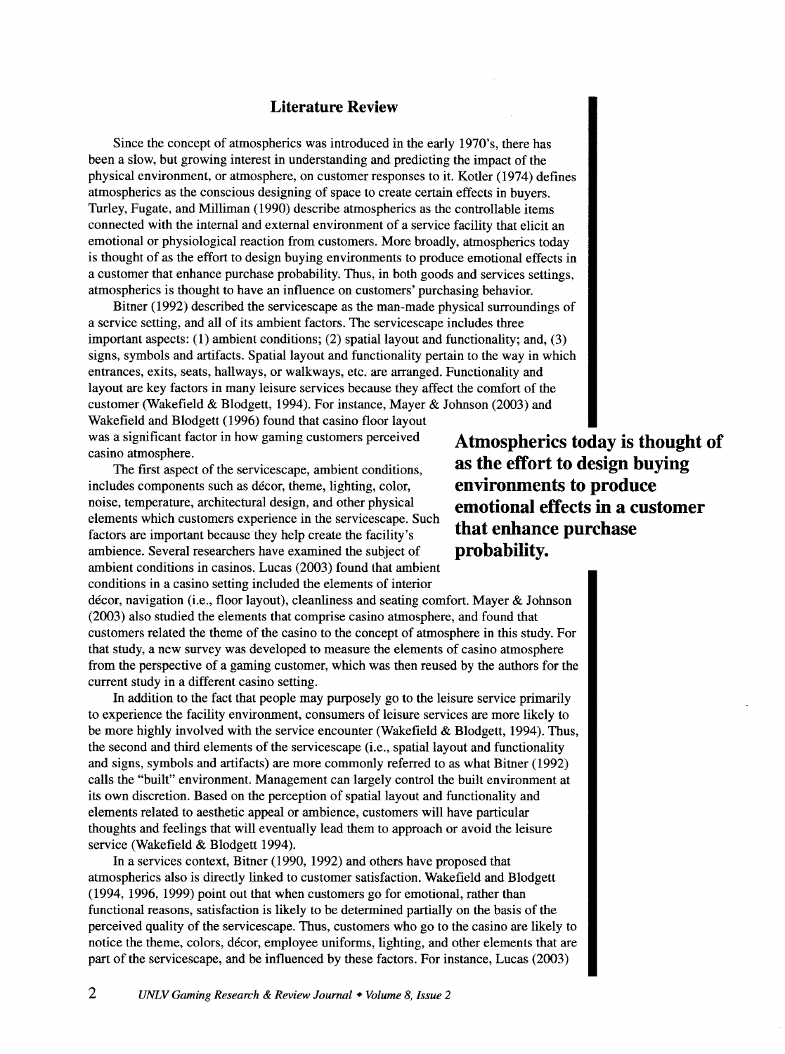## Literature Review

Since the concept of atmospherics was introduced in the early 1970's, there has been a slow, but growing interest in understanding and predicting the impact of the physical environment, or atmosphere, on customer responses to it. Kotler (1974) defines atmospherics as the conscious designing of space to create certain effects in buyers. Turley, Fugate, and Milliman (1990) describe atmospherics as the controllable items connected with the internal and external environment of a service facility that elicit an emotional or physiological reaction from customers. More broadly, atmospherics today is thought of as the effort to design buying environments to produce emotional effects in a customer that enhance purchase probability. Thus, in both goods and services settings, atmospherics is thought to have an influence on customers' purchasing behavior.

Bitner (1992) described the servicescape as the man-made physical surroundings of a service setting, and all of its ambient factors. The servicescape includes three important aspects: (1) ambient conditions; (2) spatial layout and functionality; and, (3) signs, symbols and artifacts. Spatial layout and functionality pertain to the way in which entrances, exits, seats, hallways, or walkways, etc. are arranged. Functionality and layout are key factors in many leisure services because they affect the comfort of the customer (Wakefield & Blodgett, 1994). For instance, Mayer & Johnson (2003) and Wakefield and Blodgett (1996) found that casino floor layout was a significant factor in how gaming customers perceived casino atmosphere.

**Atmospherics today is thought of as the effort to design buying environments to produce emotional effects in a customer that enhance purchase probability.**

The first aspect of the servicescape, ambient conditions, includes components such as décor, theme, lighting, color, noise, temperature, architectural design, and other physical elements which customers experience in the servicescape. Such factors are important because they help create the facility's ambience. Several researchers have examined the subject of ambient conditions in casinos. Lucas (2003) found that ambient conditions in a casino setting included the elements of interior décor, navigation (i.e., floor layout), cleanliness and seating comfort. Mayer & Johnson (2003) also studied the elements that comprise casino atmosphere, and found that customers related the theme of the casino to the concept of atmosphere in this study. For that study, a new survey was developed to measure the elements of casino atmosphere from the perspective of a gaming customer, which was then reused by the authors for the current study in a different casino setting.

In addition to the fact that people may purposely go to the leisure service primarily to experience the facility environment, consumers of leisure services are more likely to be more highly involved with the service encounter (Wakefield & Blodgett, 1994). Thus, the second and third elements of the servicescape (i.e., spatial layout and functionality and signs, symbols and artifacts) are more commonly referred to as what Bitner (1992) calls the "built" environment. Management can largely control the built environment at its own discretion. Based on the perception of spatial layout and functionality and elements related to aesthetic appeal or ambience, customers will have particular thoughts and feelings that will eventually lead them to approach or avoid the leisure service (Wakefield & Blodgett 1994).

In a services context, Bitner (1990, 1992) and others have proposed that atmospherics also is directly linked to customer satisfaction. Wakefield and Blodgett (1994, 1996, 1999) point out that when customers go for emotional, rather than functional reasons, satisfaction is likely to be determined partially on the basis of the perceived quality of the servicescape. Thus, customers who go to the casino are likely to notice the theme, colors, décor, employee uniforms, lighting, and other elements that are part of the servicescape, and be influenced by these factors. For instance, Lucas (2003)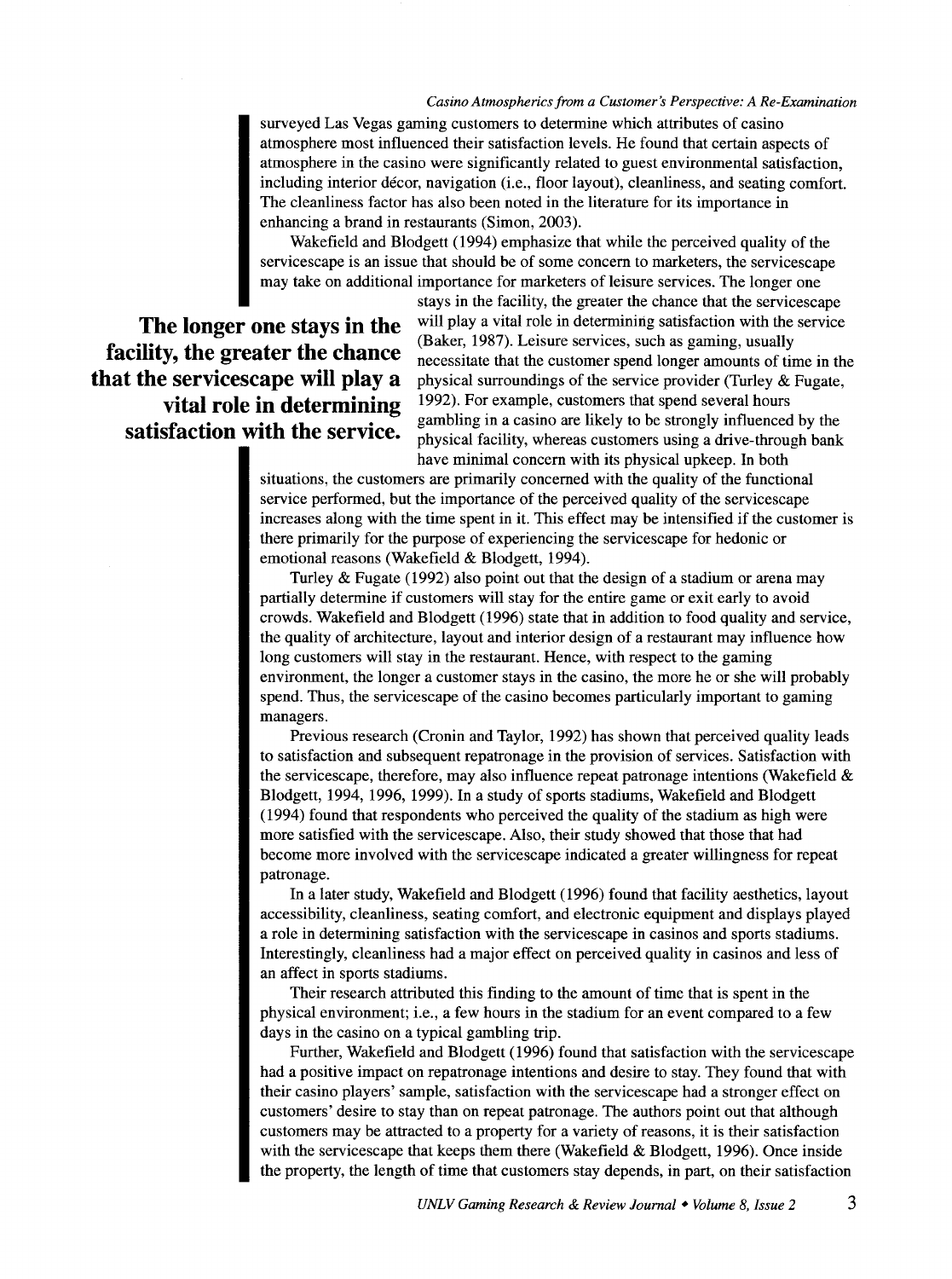surveyed Las Vegas gaming customers to determine which attributes of casino atmosphere most influenced their satisfaction levels. He found that certain aspects of atmosphere in the casino were significantly related to guest environmental satisfaction, including interior décor, navigation (i.e., floor layout), cleanliness, and seating comfort. The cleanliness factor has also been noted in the literature for its importance in enhancing a brand in restaurants (Simon, 2003).

Wakefield and Blodgett (1994) emphasize that while the perceived quality of the servicescape is an issue that should be of some concern to marketers, the servicescape may take on additional importance for marketers of leisure services. The longer one stays in the facility, the greater the chance that the servicescape will play a vital role in determining satisfaction with the service (Baker, 1987). Leisure services, such as gaming, usually necessitate that the customer spend longer amounts of time in the physical surroundings of the service provider (Turley & Fugate, 1992). For example, customers that spend several hours gambling in a casino are likely to be strongly influenced by the physical facility, whereas customers using a drive-through bank have minimal concern with its physical upkeep. In both situations, the customers are primarily concerned with the quality of the functional service performed, but the importance of the perceived quality of the servicescape increases along with the time spent in it. This effect may be intensified if the customer is there primarily for the purpose of experiencing the servicescape for hedonic or emotional reasons (Wakefield & Blodgett, 1994).

**The longer one stays in the facility, the greater the chance that the servicescape will play a vital role in determining satisfaction with the service.**

Turley & Fugate (1992) also point out that the design of a stadium or arena may partially determine if customers will stay for the entire game or exit early to avoid crowds. Wakefield and Blodgett (1996) state that in addition to food quality and service, the quality of architecture, layout and interior design of a restaurant may influence how long customers will stay in the restaurant. Hence, with respect to the gaming environment, the longer a customer stays in the casino, the more he or she will probably spend. Thus, the servicescape of the casino becomes particularly important to gaming managers.

Previous research (Cronin and Taylor, 1992) has shown that perceived quality leads to satisfaction and subsequent repatronage in the provision of services. Satisfaction with the servicescape, therefore, may also influence repeat patronage intentions (Wakefield & Blodgett, 1994, 1996, 1999). In a study of sports stadiums, Wakefield and Blodgett (1994) found that respondents who perceived the quality of the stadium as high were more satisfied with the servicescape. Also, their study showed that those that had become more involved with the servicescape indicated a greater willingness for repeat patronage.

In a later study, Wakefield and Blodgett (1996) found that facility aesthetics, layout accessibility, cleanliness, seating comfort, and electronic equipment and displays played a role in determining satisfaction with the servicescape in casinos and sports stadiums. Interestingly, cleanliness had a major effect on perceived quality in casinos and less of an affect in sports stadiums.

Their research attributed this finding to the amount of time that is spent in the physical environment; i.e., a few hours in the stadium for an event compared to a few days in the casino on a typical gambling trip.

Further, Wakefield and Blodgett (1996) found that satisfaction with the servicescape had a positive impact on repatronage intentions and desire to stay. They found that with their casino players' sample, satisfaction with the servicescape had a stronger effect on customers' desire to stay than on repeat patronage. The authors point out that although customers may be attracted to a property for a variety of reasons, it is their satisfaction with the servicescape that keeps them there (Wakefield & Blodgett, 1996). Once inside the property, the length of time that customers stay depends, in part, on their satisfaction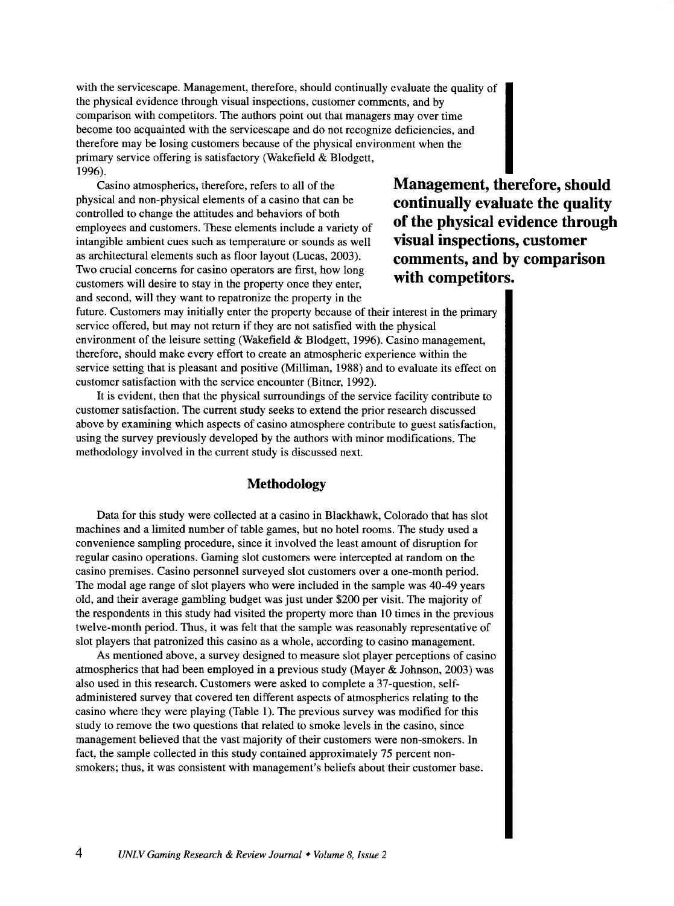with the servicescape. Management, therefore, should continually evaluate the quality of the physical evidence through visual inspections, customer comments, and by comparison with competitors. The authors point out that managers may over time become too acquainted with the servicescape and do not recognize deficiencies, and therefore may be losing customers because of the physical environment when the primary service offering is satisfactory (Wakefield & Blodgett, 1996).

**Management, therefore, should continually evaluate the quality of the physical evidence through visual inspections, customer comments, and by comparison with competitors.**

Casino atmospherics, therefore, refers to all of the physical and non-physical elements of a casino that can be controlled to change the attitudes and behaviors of both employees and customers. These elements include a variety of intangible ambient cues such as temperature or sounds as well as architectural elements such as floor layout (Lucas, 2003). Two crucial concerns for casino operators are first, how long customers will desire to stay in the property once they enter, and second, will they want to repatronize the property in the future. Customers may initially enter the property because of their interest in the primary service offered, but may not return if they are not satisfied with the physical environment of the leisure setting (Wakefield & Blodgett, 1996). Casino management, therefore, should make every effort to create an atmospheric experience within the service setting that is pleasant and positive (Milliman, 1988) and to evaluate its effect on customer satisfaction with the service encounter (Bitner, 1992).

It is evident, then that the physical surroundings of the service facility contribute to customer satisfaction. The current study seeks to extend the prior research discussed above by examining which aspects of casino atmosphere contribute to guest satisfaction, using the survey previously developed by the authors with minor modifications. The methodology involved in the current study is discussed next.

## Methodology

Data for this study were collected at a casino in Blackhawk, Colorado that has slot machines and a limited number of table games, but no hotel rooms. The study used a convenience sampling procedure, since it involved the least amount of disruption for regular casino operations. Gaming slot customers were intercepted at random on the casino premises. Casino personnel surveyed slot customers over a one-month period. The modal age range of slot players who were included in the sample was 40-49 years old, and their average gambling budget was just under $200 per visit. The majority of the respondents in this study had visited the property more than 10 times in the previous twelve-month period. Thus, it was felt that the sample was reasonably representative of slot players that patronized this casino as a whole, according to casino management.

As mentioned above, a survey designed to measure slot player perceptions of casino atmospherics that had been employed in a previous study (Mayer & Johnson, 2003) was also used in this research. Customers were asked to complete a 37-question, self-administered survey that covered ten different aspects of atmospherics relating to the casino where they were playing (Table 1). The previous survey was modified for this study to remove the two questions that related to smoke levels in the casino, since management believed that the vast majority of their customers were non-smokers. In fact, the sample collected in this study contained approximately 75 percent non-smokers; thus, it was consistent with management's beliefs about their customer base.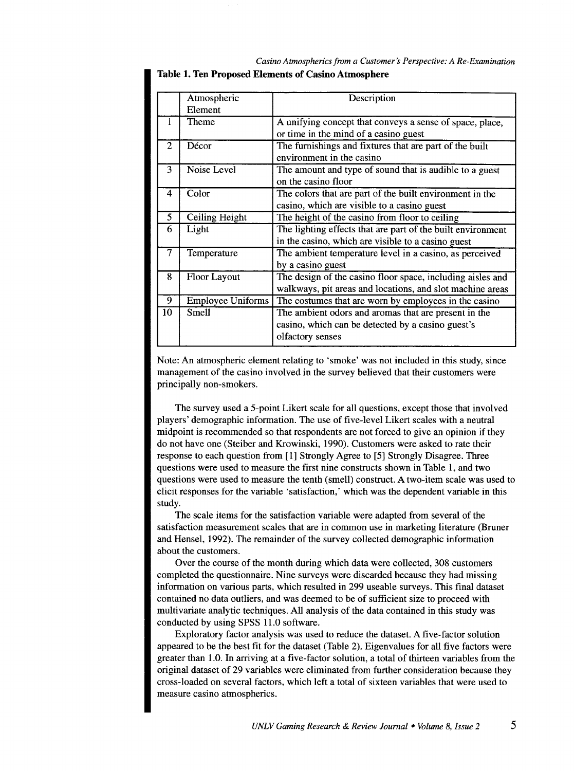**Table 1. Ten Proposed Elements of Casino Atmosphere**

| | Atmospheric Element | Description |
|---|---|---|
| 1 | Theme | A unifying concept that conveys a sense of space, place, or time in the mind of a casino guest |
| 2 | Décor | The furnishings and fixtures that are part of the built environment in the casino |
| 3 | Noise Level | The amount and type of sound that is audible to a guest on the casino floor |
| 4 | Color | The colors that are part of the built environment in the casino, which are visible to a casino guest |
| 5 | Ceiling Height | The height of the casino from floor to ceiling |
| 6 | Light | The lighting effects that are part of the built environment in the casino, which are visible to a casino guest |
| 7 | Temperature | The ambient temperature level in a casino, as perceived by a casino guest |
| 8 | Floor Layout | The design of the casino floor space, including aisles and walkways, pit areas and locations, and slot machine areas |
| 9 | Employee Uniforms | The costumes that are worn by employees in the casino |
| 10 | Smell | The ambient odors and aromas that are present in the casino, which can be detected by a casino guest's olfactory senses |

Note: An atmospheric element relating to 'smoke' was not included in this study, since management of the casino involved in the survey believed that their customers were principally non-smokers.

The survey used a 5-point Likert scale for all questions, except those that involved players' demographic information. The use of five-level Likert scales with a neutral midpoint is recommended so that respondents are not forced to give an opinion if they do not have one (Steiber and Krowinski, 1990). Customers were asked to rate their response to each question from [1] Strongly Agree to [5] Strongly Disagree. Three questions were used to measure the first nine constructs shown in Table 1, and two questions were used to measure the tenth (smell) construct. A two-item scale was used to elicit responses for the variable 'satisfaction,' which was the dependent variable in this study.

The scale items for the satisfaction variable were adapted from several of the satisfaction measurement scales that are in common use in marketing literature (Bruner and Hensel, 1992). The remainder of the survey collected demographic information about the customers.

Over the course of the month during which data were collected, 308 customers completed the questionnaire. Nine surveys were discarded because they had missing information on various parts, which resulted in 299 useable surveys. This final dataset contained no data outliers, and was deemed to be of sufficient size to proceed with multivariate analytic techniques. All analysis of the data contained in this study was conducted by using SPSS 11.0 software.

Exploratory factor analysis was used to reduce the dataset. A five-factor solution appeared to be the best fit for the dataset (Table 2). Eigenvalues for all five factors were greater than 1.0. In arriving at a five-factor solution, a total of thirteen variables from the original dataset of 29 variables were eliminated from further consideration because they cross-loaded on several factors, which left a total of sixteen variables that were used to measure casino atmospherics.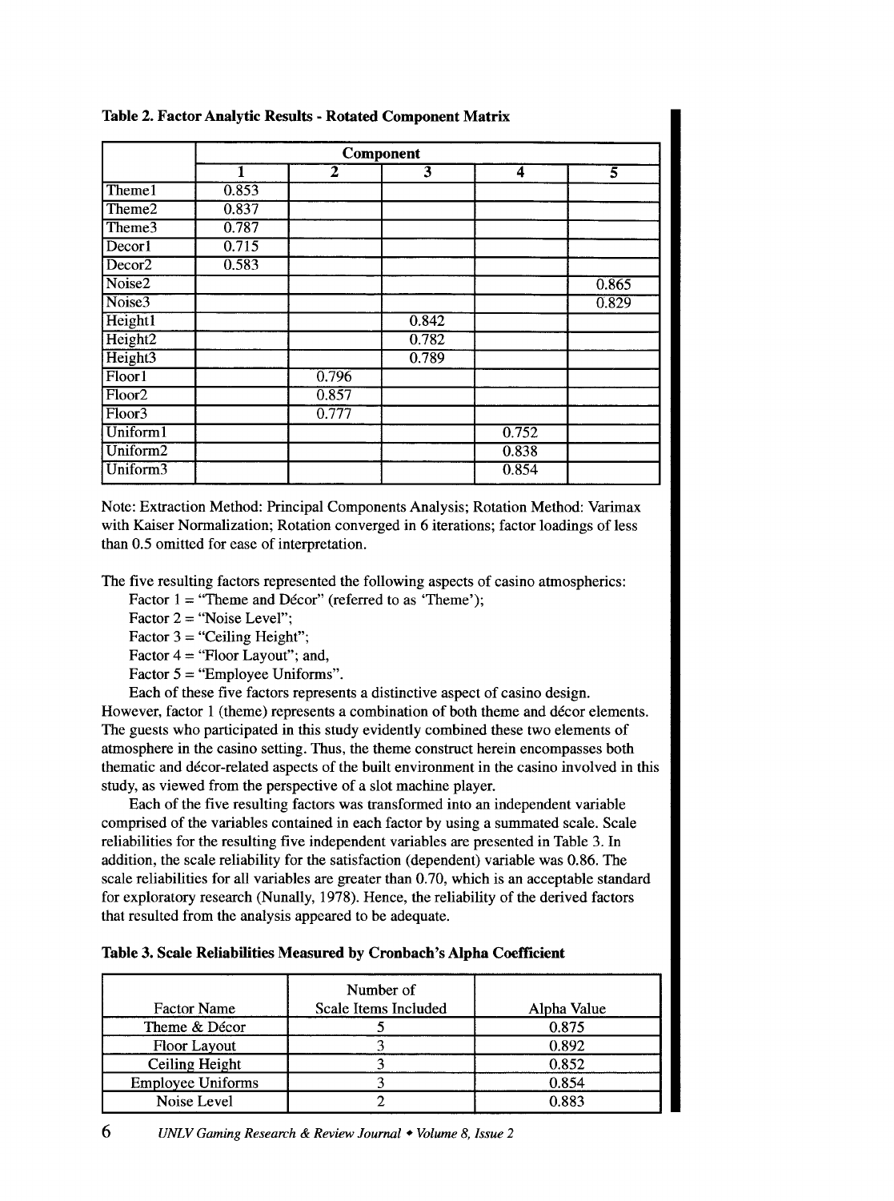**Table 2. Factor Analytic Results - Rotated Component Matrix**

| | Component | | | | |
|---|---|---|---|---|---|
| | 1 | 2 | 3 | 4 | 5 |
| Theme1 | 0.853 | | | | |
| Theme2 | 0.837 | | | | |
| Theme3 | 0.787 | | | | |
| Decor1 | 0.715 | | | | |
| Decor2 | 0.583 | | | | |
| Noise2 | | | | | 0.865 |
| Noise3 | | | | | 0.829 |
| Height1 | | | 0.842 | | |
| Height2 | | | 0.782 | | |
| Height3 | | | 0.789 | | |
| Floor1 | | 0.796 | | | |
| Floor2 | | 0.857 | | | |
| Floor3 | | 0.777 | | | |
| Uniform1 | | | | 0.752 | |
| Uniform2 | | | | 0.838 | |
| Uniform3 | | | | 0.854 | |

Note: Extraction Method: Principal Components Analysis; Rotation Method: Varimax with Kaiser Normalization; Rotation converged in 6 iterations; factor loadings of less than 0.5 omitted for ease of interpretation.

The five resulting factors represented the following aspects of casino atmospherics:

Factor 1 = "Theme and Décor" (referred to as 'Theme');
Factor 2 = "Noise Level";
Factor 3 = "Ceiling Height";
Factor 4 = "Floor Layout"; and,
Factor 5 = "Employee Uniforms".

Each of these five factors represents a distinctive aspect of casino design. However, factor 1 (theme) represents a combination of both theme and décor elements. The guests who participated in this study evidently combined these two elements of atmosphere in the casino setting. Thus, the theme construct herein encompasses both thematic and décor-related aspects of the built environment in the casino involved in this study, as viewed from the perspective of a slot machine player.

Each of the five resulting factors was transformed into an independent variable comprised of the variables contained in each factor by using a summated scale. Scale reliabilities for the resulting five independent variables are presented in Table 3. In addition, the scale reliability for the satisfaction (dependent) variable was 0.86. The scale reliabilities for all variables are greater than 0.70, which is an acceptable standard for exploratory research (Nunally, 1978). Hence, the reliability of the derived factors that resulted from the analysis appeared to be adequate.

**Table 3. Scale Reliabilities Measured by Cronbach's Alpha Coefficient**

| Factor Name | Number of Scale Items Included | Alpha Value |
|---|---|---|
| Theme & Décor | 5 | 0.875 |
| Floor Layout | 3 | 0.892 |
| Ceiling Height | 3 | 0.852 |
| Employee Uniforms | 3 | 0.854 |
| Noise Level | 2 | 0.883 |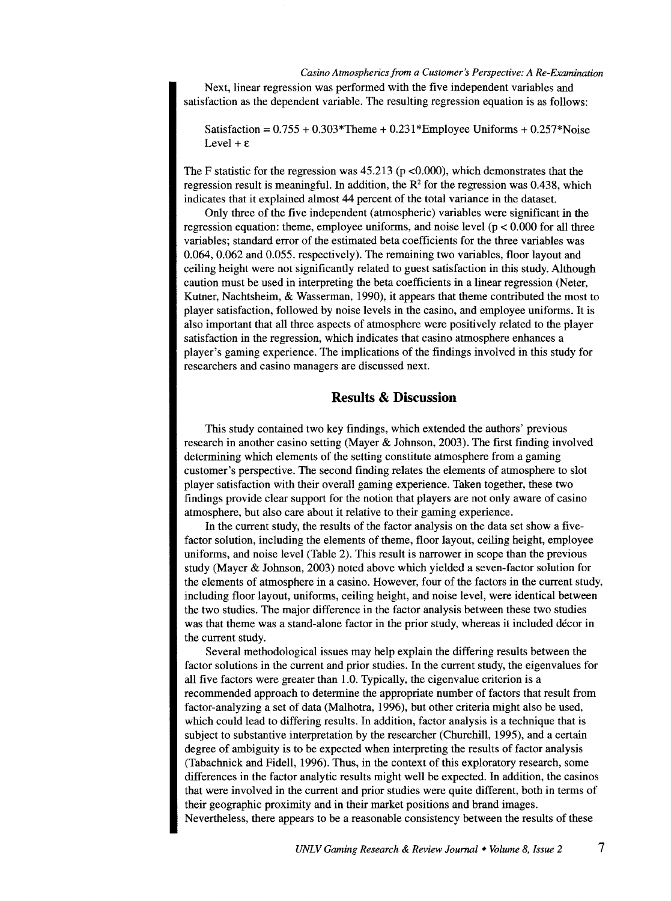Next, linear regression was performed with the five independent variables and satisfaction as the dependent variable. The resulting regression equation is as follows:

$$\text{Satisfaction} = 0.755 + 0.303*\text{Theme} + 0.231*\text{Employee Uniforms} + 0.257*\text{Noise Level} + \varepsilon$$

The F statistic for the regression was 45.213 ($p < 0.000$), which demonstrates that the regression result is meaningful. In addition, the $R^2$ for the regression was 0.438, which indicates that it explained almost 44 percent of the total variance in the dataset.

Only three of the five independent (atmospheric) variables were significant in the regression equation: theme, employee uniforms, and noise level ($p < 0.000$ for all three variables; standard error of the estimated beta coefficients for the three variables was 0.064, 0.062 and 0.055. respectively). The remaining two variables, floor layout and ceiling height were not significantly related to guest satisfaction in this study. Although caution must be used in interpreting the beta coefficients in a linear regression (Neter, Kutner, Nachtsheim, & Wasserman, 1990), it appears that theme contributed the most to player satisfaction, followed by noise levels in the casino, and employee uniforms. It is also important that all three aspects of atmosphere were positively related to the player satisfaction in the regression, which indicates that casino atmosphere enhances a player's gaming experience. The implications of the findings involved in this study for researchers and casino managers are discussed next.

## Results & Discussion

This study contained two key findings, which extended the authors' previous research in another casino setting (Mayer & Johnson, 2003). The first finding involved determining which elements of the setting constitute atmosphere from a gaming customer's perspective. The second finding relates the elements of atmosphere to slot player satisfaction with their overall gaming experience. Taken together, these two findings provide clear support for the notion that players are not only aware of casino atmosphere, but also care about it relative to their gaming experience.

In the current study, the results of the factor analysis on the data set show a five-factor solution, including the elements of theme, floor layout, ceiling height, employee uniforms, and noise level (Table 2). This result is narrower in scope than the previous study (Mayer & Johnson, 2003) noted above which yielded a seven-factor solution for the elements of atmosphere in a casino. However, four of the factors in the current study, including floor layout, uniforms, ceiling height, and noise level, were identical between the two studies. The major difference in the factor analysis between these two studies was that theme was a stand-alone factor in the prior study, whereas it included décor in the current study.

Several methodological issues may help explain the differing results between the factor solutions in the current and prior studies. In the current study, the eigenvalues for all five factors were greater than 1.0. Typically, the eigenvalue criterion is a recommended approach to determine the appropriate number of factors that result from factor-analyzing a set of data (Malhotra, 1996), but other criteria might also be used, which could lead to differing results. In addition, factor analysis is a technique that is subject to substantive interpretation by the researcher (Churchill, 1995), and a certain degree of ambiguity is to be expected when interpreting the results of factor analysis (Tabachnick and Fidell, 1996). Thus, in the context of this exploratory research, some differences in the factor analytic results might well be expected. In addition, the casinos that were involved in the current and prior studies were quite different, both in terms of their geographic proximity and in their market positions and brand images. Nevertheless, there appears to be a reasonable consistency between the results of these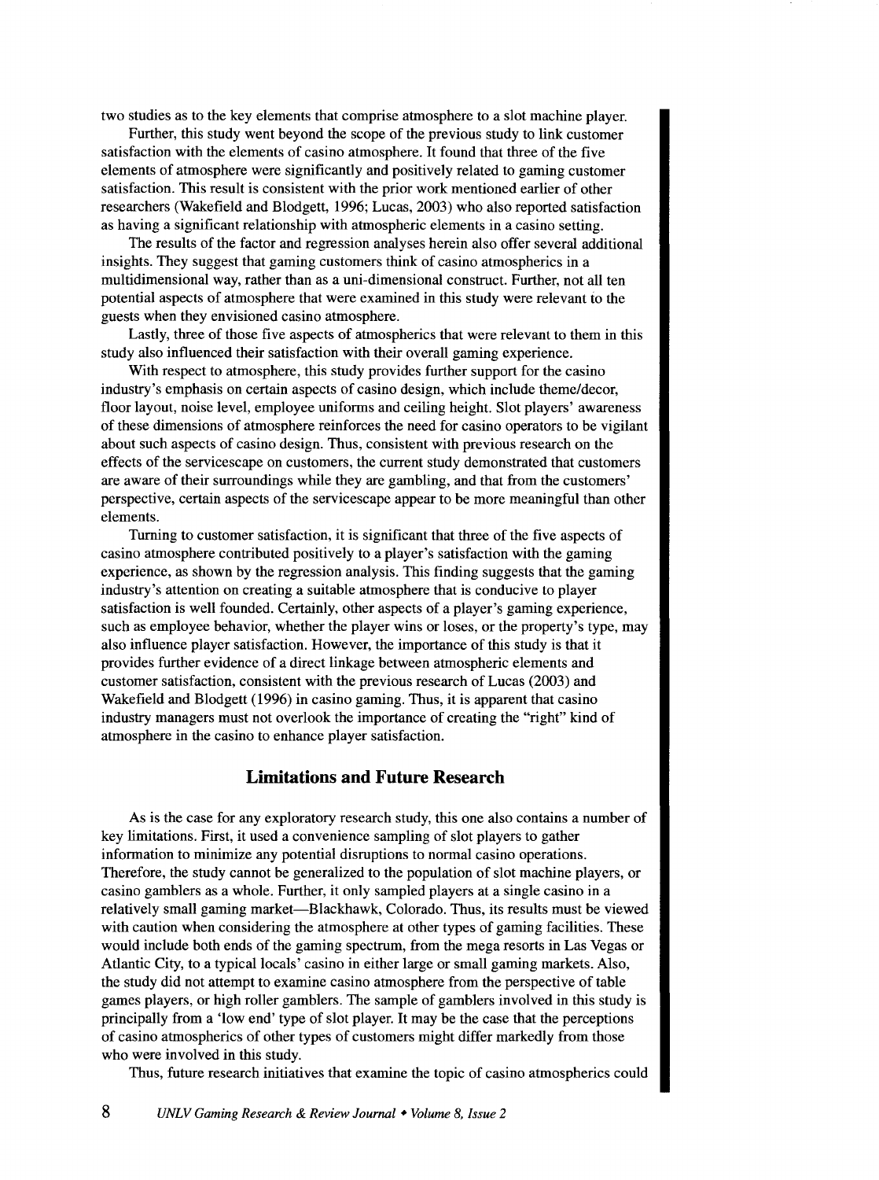two studies as to the key elements that comprise atmosphere to a slot machine player.

Further, this study went beyond the scope of the previous study to link customer satisfaction with the elements of casino atmosphere. It found that three of the five elements of atmosphere were significantly and positively related to gaming customer satisfaction. This result is consistent with the prior work mentioned earlier of other researchers (Wakefield and Blodgett, 1996; Lucas, 2003) who also reported satisfaction as having a significant relationship with atmospheric elements in a casino setting.

The results of the factor and regression analyses herein also offer several additional insights. They suggest that gaming customers think of casino atmospherics in a multidimensional way, rather than as a uni-dimensional construct. Further, not all ten potential aspects of atmosphere that were examined in this study were relevant to the guests when they envisioned casino atmosphere.

Lastly, three of those five aspects of atmospherics that were relevant to them in this study also influenced their satisfaction with their overall gaming experience.

With respect to atmosphere, this study provides further support for the casino industry's emphasis on certain aspects of casino design, which include theme/decor, floor layout, noise level, employee uniforms and ceiling height. Slot players' awareness of these dimensions of atmosphere reinforces the need for casino operators to be vigilant about such aspects of casino design. Thus, consistent with previous research on the effects of the servicescape on customers, the current study demonstrated that customers are aware of their surroundings while they are gambling, and that from the customers' perspective, certain aspects of the servicescape appear to be more meaningful than other elements.

Turning to customer satisfaction, it is significant that three of the five aspects of casino atmosphere contributed positively to a player's satisfaction with the gaming experience, as shown by the regression analysis. This finding suggests that the gaming industry's attention on creating a suitable atmosphere that is conducive to player satisfaction is well founded. Certainly, other aspects of a player's gaming experience, such as employee behavior, whether the player wins or loses, or the property's type, may also influence player satisfaction. However, the importance of this study is that it provides further evidence of a direct linkage between atmospheric elements and customer satisfaction, consistent with the previous research of Lucas (2003) and Wakefield and Blodgett (1996) in casino gaming. Thus, it is apparent that casino industry managers must not overlook the importance of creating the "right" kind of atmosphere in the casino to enhance player satisfaction.

## Limitations and Future Research

As is the case for any exploratory research study, this one also contains a number of key limitations. First, it used a convenience sampling of slot players to gather information to minimize any potential disruptions to normal casino operations. Therefore, the study cannot be generalized to the population of slot machine players, or casino gamblers as a whole. Further, it only sampled players at a single casino in a relatively small gaming market—Blackhawk, Colorado. Thus, its results must be viewed with caution when considering the atmosphere at other types of gaming facilities. These would include both ends of the gaming spectrum, from the mega resorts in Las Vegas or Atlantic City, to a typical locals' casino in either large or small gaming markets. Also, the study did not attempt to examine casino atmosphere from the perspective of table games players, or high roller gamblers. The sample of gamblers involved in this study is principally from a 'low end' type of slot player. It may be the case that the perceptions of casino atmospherics of other types of customers might differ markedly from those who were involved in this study.

Thus, future research initiatives that examine the topic of casino atmospherics could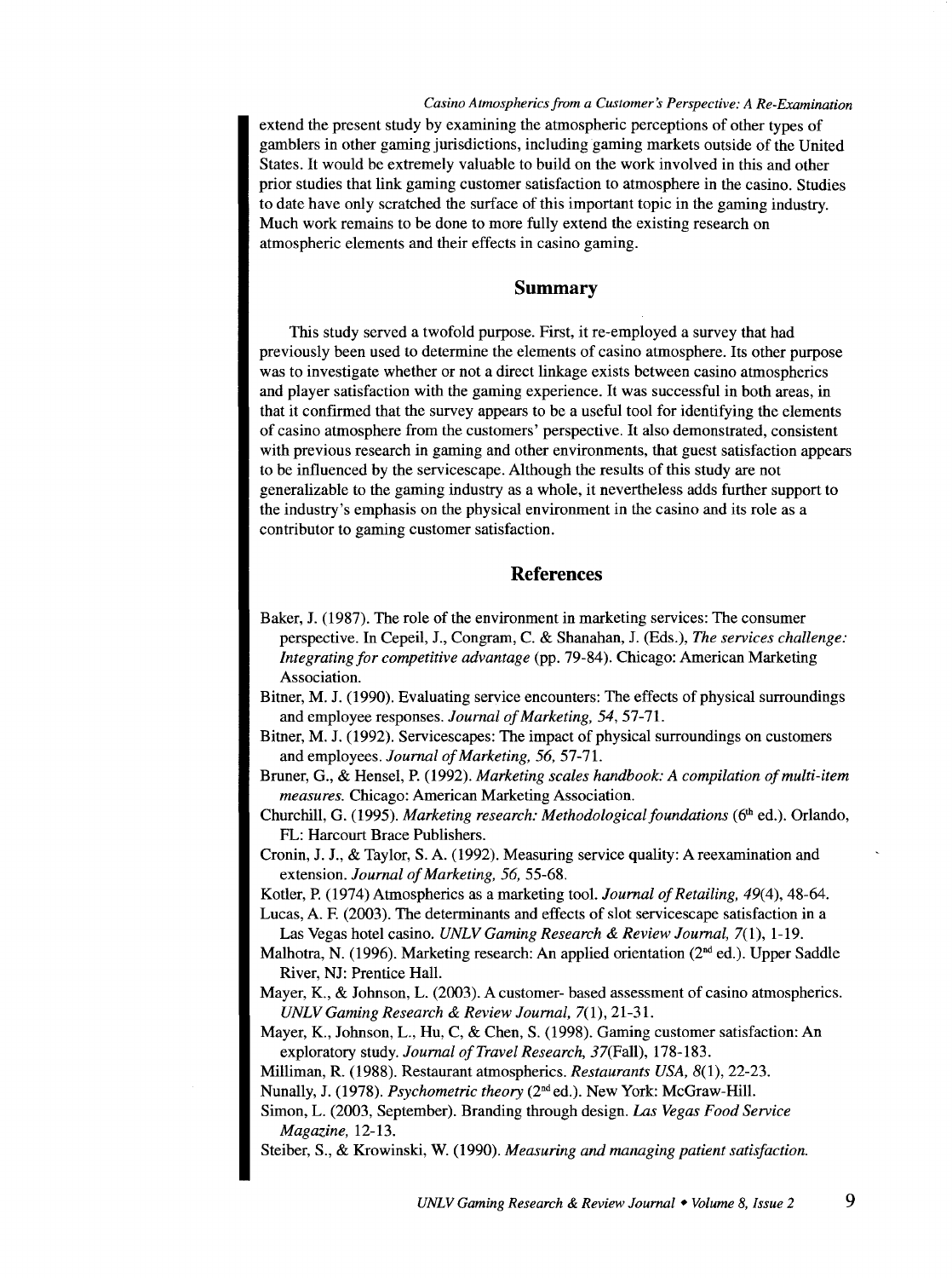extend the present study by examining the atmospheric perceptions of other types of gamblers in other gaming jurisdictions, including gaming markets outside of the United States. It would be extremely valuable to build on the work involved in this and other prior studies that link gaming customer satisfaction to atmosphere in the casino. Studies to date have only scratched the surface of this important topic in the gaming industry. Much work remains to be done to more fully extend the existing research on atmospheric elements and their effects in casino gaming.

## Summary

This study served a twofold purpose. First, it re-employed a survey that had previously been used to determine the elements of casino atmosphere. Its other purpose was to investigate whether or not a direct linkage exists between casino atmospherics and player satisfaction with the gaming experience. It was successful in both areas, in that it confirmed that the survey appears to be a useful tool for identifying the elements of casino atmosphere from the customers' perspective. It also demonstrated, consistent with previous research in gaming and other environments, that guest satisfaction appears to be influenced by the servicescape. Although the results of this study are not generalizable to the gaming industry as a whole, it nevertheless adds further support to the industry's emphasis on the physical environment in the casino and its role as a contributor to gaming customer satisfaction.

## References

Baker, J. (1987). The role of the environment in marketing services: The consumer perspective. In Cepeil, J., Congram, C. & Shanahan, J. (Eds.), *The services challenge: Integrating for competitive advantage* (pp. 79-84). Chicago: American Marketing Association.

Bitner, M. J. (1990). Evaluating service encounters: The effects of physical surroundings and employee responses. *Journal of Marketing, 54*, 57-71.

Bitner, M. J. (1992). Servicescapes: The impact of physical surroundings on customers and employees. *Journal of Marketing, 56*, 57-71.

Bruner, G., & Hensel, P. (1992). *Marketing scales handbook: A compilation of multi-item measures.* Chicago: American Marketing Association.

Churchill, G. (1995). *Marketing research: Methodological foundations* (6th ed.). Orlando, FL: Harcourt Brace Publishers.

Cronin, J. J., & Taylor, S. A. (1992). Measuring service quality: A reexamination and extension. *Journal of Marketing, 56*, 55-68.

Kotler, P. (1974) Atmospherics as a marketing tool. *Journal of Retailing, 49*(4), 48-64.

Lucas, A. F. (2003). The determinants and effects of slot servicescape satisfaction in a Las Vegas hotel casino. *UNLV Gaming Research & Review Journal, 7*(1), 1-19.

Malhotra, N. (1996). Marketing research: An applied orientation (2nd ed.). Upper Saddle River, NJ: Prentice Hall.

Mayer, K., & Johnson, L. (2003). A customer- based assessment of casino atmospherics. *UNLV Gaming Research & Review Journal, 7*(1), 21-31.

Mayer, K., Johnson, L., Hu, C, & Chen, S. (1998). Gaming customer satisfaction: An exploratory study. *Journal of Travel Research, 37*(Fall), 178-183.

Milliman, R. (1988). Restaurant atmospherics. *Restaurants USA, 8*(1), 22-23.

Nunally, J. (1978). *Psychometric theory* (2nd ed.). New York: McGraw-Hill.

Simon, L. (2003, September). Branding through design. *Las Vegas Food Service Magazine,* 12-13.

Steiber, S., & Krowinski, W. (1990). *Measuring and managing patient satisfaction.*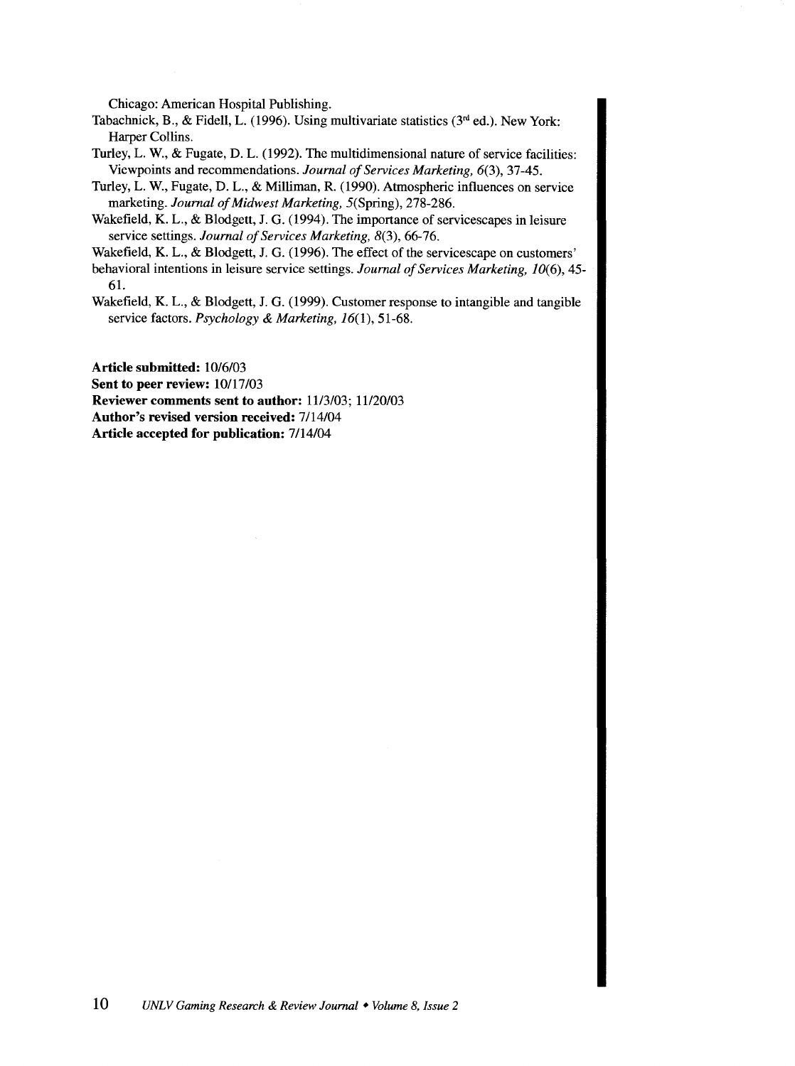Chicago: American Hospital Publishing.

Tabachnick, B., & Fidell, L. (1996). Using multivariate statistics (3rd ed.). New York: Harper Collins.

Turley, L. W., & Fugate, D. L. (1992). The multidimensional nature of service facilities: Viewpoints and recommendations. *Journal of Services Marketing, 6*(3), 37-45.

Turley, L. W., Fugate, D. L., & Milliman, R. (1990). Atmospheric influences on service marketing. *Journal of Midwest Marketing, 5*(Spring), 278-286.

Wakefield, K. L., & Blodgett, J. G. (1994). The importance of servicescapes in leisure service settings. *Journal of Services Marketing, 8*(3), 66-76.

Wakefield, K. L., & Blodgett, J. G. (1996). The effect of the servicescape on customers' behavioral intentions in leisure service settings. *Journal of Services Marketing, 10*(6), 45-61.

Wakefield, K. L., & Blodgett, J. G. (1999). Customer response to intangible and tangible service factors. *Psychology & Marketing, 16*(1), 51-68.

**Article submitted:** 10/6/03
**Sent to peer review:** 10/17/03
**Reviewer comments sent to author:** 11/3/03; 11/20/03
**Author's revised version received:** 7/14/04
**Article accepted for publication:** 7/14/04